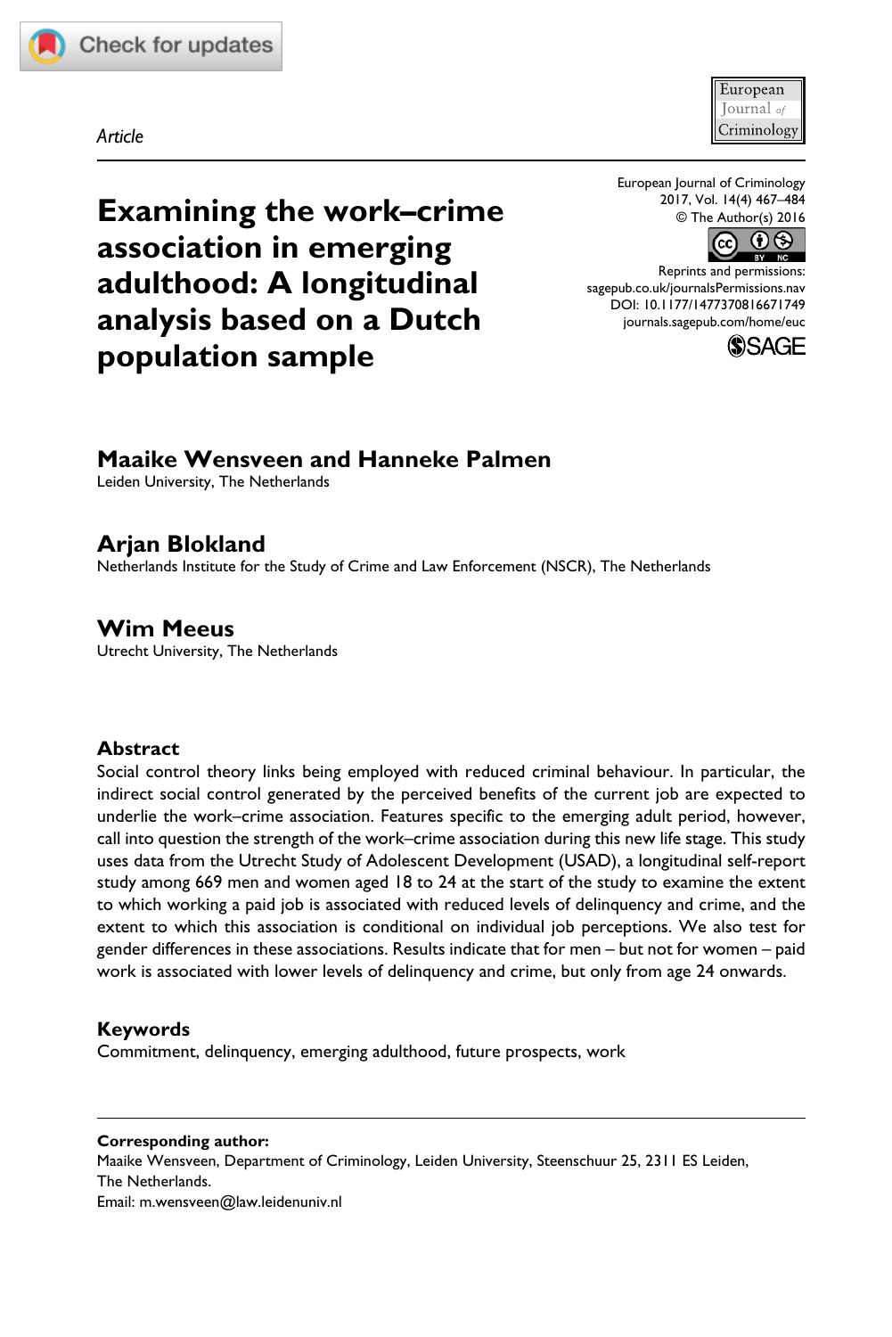Article

# Examining the work–crime association in emerging adulthood: A longitudinal analysis based on a Dutch population sample

European Journal of Criminology
2017, Vol. 14(4) 467–484
© The Author(s) 2016
Reprints and permissions: sagepub.co.uk/journalsPermissions.nav
DOI: 10.1177/1477370816671749
journals.sagepub.com/home/euc

**Maaike Wensveen and Hanneke Palmen**
Leiden University, The Netherlands

**Arjan Blokland**
Netherlands Institute for the Study of Crime and Law Enforcement (NSCR), The Netherlands

**Wim Meeus**
Utrecht University, The Netherlands

## Abstract

Social control theory links being employed with reduced criminal behaviour. In particular, the indirect social control generated by the perceived benefits of the current job are expected to underlie the work–crime association. Features specific to the emerging adult period, however, call into question the strength of the work–crime association during this new life stage. This study uses data from the Utrecht Study of Adolescent Development (USAD), a longitudinal self-report study among 669 men and women aged 18 to 24 at the start of the study to examine the extent to which working a paid job is associated with reduced levels of delinquency and crime, and the extent to which this association is conditional on individual job perceptions. We also test for gender differences in these associations. Results indicate that for men – but not for women – paid work is associated with lower levels of delinquency and crime, but only from age 24 onwards.

## Keywords

Commitment, delinquency, emerging adulthood, future prospects, work

**Corresponding author:**
Maaike Wensveen, Department of Criminology, Leiden University, Steenschuur 25, 2311 ES Leiden, The Netherlands.
Email: m.wensveen@law.leidenuniv.nl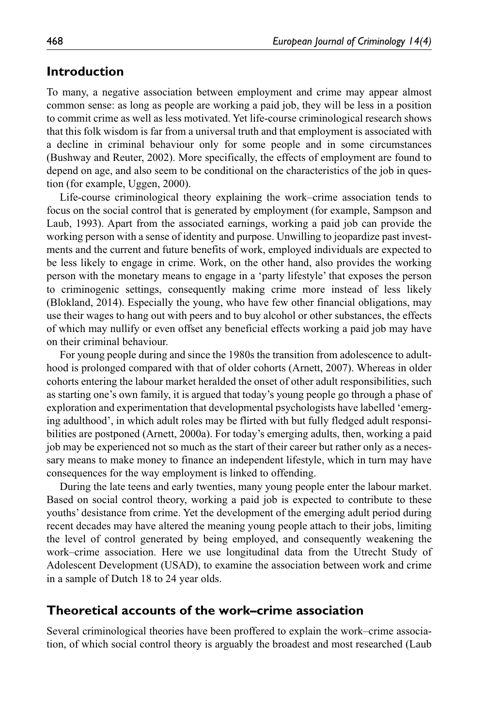## Introduction

To many, a negative association between employment and crime may appear almost common sense: as long as people are working a paid job, they will be less in a position to commit crime as well as less motivated. Yet life-course criminological research shows that this folk wisdom is far from a universal truth and that employment is associated with a decline in criminal behaviour only for some people and in some circumstances (Bushway and Reuter, 2002). More specifically, the effects of employment are found to depend on age, and also seem to be conditional on the characteristics of the job in question (for example, Uggen, 2000).

Life-course criminological theory explaining the work–crime association tends to focus on the social control that is generated by employment (for example, Sampson and Laub, 1993). Apart from the associated earnings, working a paid job can provide the working person with a sense of identity and purpose. Unwilling to jeopardize past investments and the current and future benefits of work, employed individuals are expected to be less likely to engage in crime. Work, on the other hand, also provides the working person with the monetary means to engage in a 'party lifestyle' that exposes the person to criminogenic settings, consequently making crime more instead of less likely (Blokland, 2014). Especially the young, who have few other financial obligations, may use their wages to hang out with peers and to buy alcohol or other substances, the effects of which may nullify or even offset any beneficial effects working a paid job may have on their criminal behaviour.

For young people during and since the 1980s the transition from adolescence to adulthood is prolonged compared with that of older cohorts (Arnett, 2007). Whereas in older cohorts entering the labour market heralded the onset of other adult responsibilities, such as starting one's own family, it is argued that today's young people go through a phase of exploration and experimentation that developmental psychologists have labelled 'emerging adulthood', in which adult roles may be flirted with but fully fledged adult responsibilities are postponed (Arnett, 2000a). For today's emerging adults, then, working a paid job may be experienced not so much as the start of their career but rather only as a necessary means to make money to finance an independent lifestyle, which in turn may have consequences for the way employment is linked to offending.

During the late teens and early twenties, many young people enter the labour market. Based on social control theory, working a paid job is expected to contribute to these youths' desistance from crime. Yet the development of the emerging adult period during recent decades may have altered the meaning young people attach to their jobs, limiting the level of control generated by being employed, and consequently weakening the work–crime association. Here we use longitudinal data from the Utrecht Study of Adolescent Development (USAD), to examine the association between work and crime in a sample of Dutch 18 to 24 year olds.

## Theoretical accounts of the work–crime association

Several criminological theories have been proffered to explain the work–crime association, of which social control theory is arguably the broadest and most researched (Laub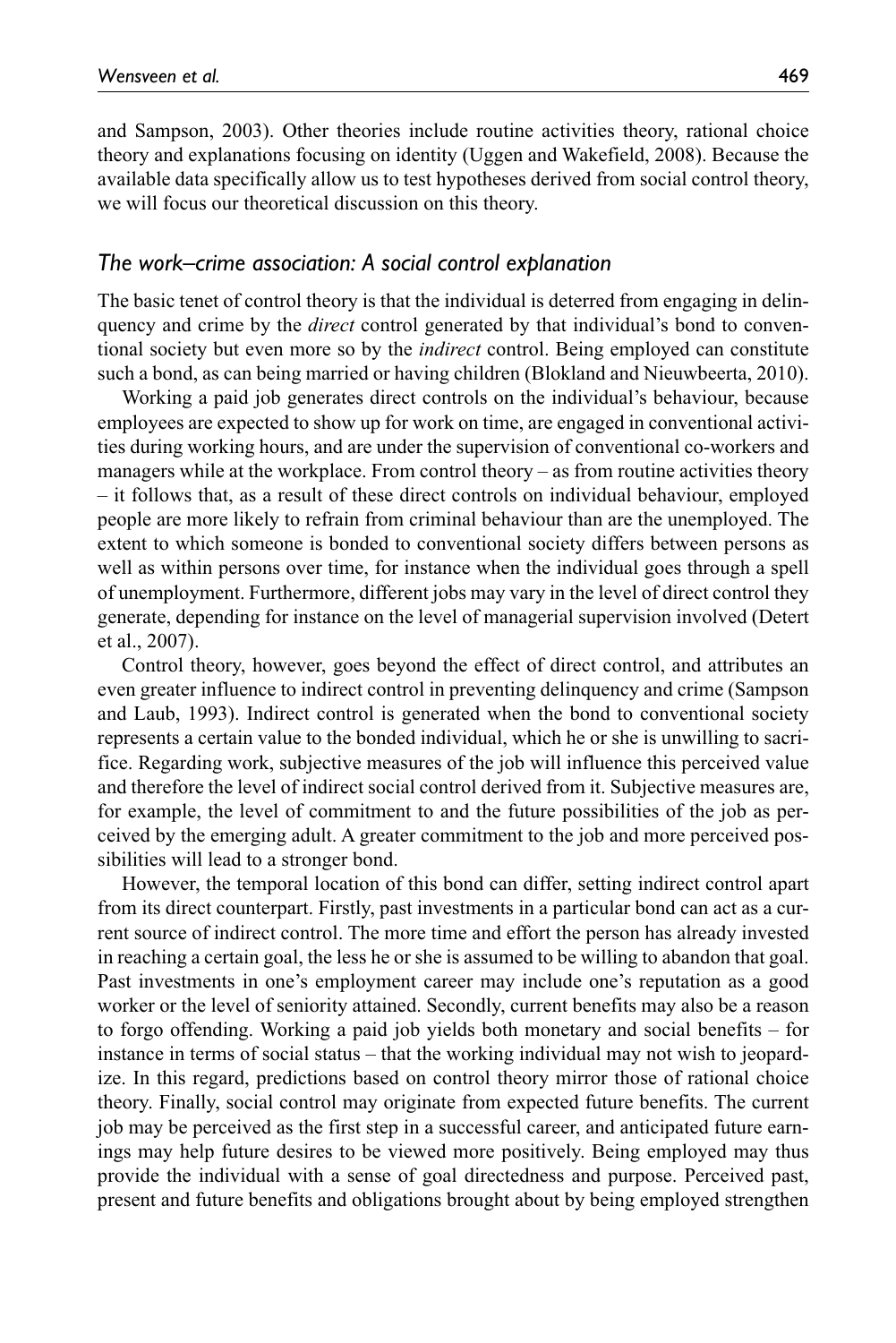and Sampson, 2003). Other theories include routine activities theory, rational choice theory and explanations focusing on identity (Uggen and Wakefield, 2008). Because the available data specifically allow us to test hypotheses derived from social control theory, we will focus our theoretical discussion on this theory.

### *The work–crime association: A social control explanation*

The basic tenet of control theory is that the individual is deterred from engaging in delinquency and crime by the *direct* control generated by that individual's bond to conventional society but even more so by the *indirect* control. Being employed can constitute such a bond, as can being married or having children (Blokland and Nieuwbeerta, 2010).

Working a paid job generates direct controls on the individual's behaviour, because employees are expected to show up for work on time, are engaged in conventional activities during working hours, and are under the supervision of conventional co-workers and managers while at the workplace. From control theory – as from routine activities theory – it follows that, as a result of these direct controls on individual behaviour, employed people are more likely to refrain from criminal behaviour than are the unemployed. The extent to which someone is bonded to conventional society differs between persons as well as within persons over time, for instance when the individual goes through a spell of unemployment. Furthermore, different jobs may vary in the level of direct control they generate, depending for instance on the level of managerial supervision involved (Detert et al., 2007).

Control theory, however, goes beyond the effect of direct control, and attributes an even greater influence to indirect control in preventing delinquency and crime (Sampson and Laub, 1993). Indirect control is generated when the bond to conventional society represents a certain value to the bonded individual, which he or she is unwilling to sacrifice. Regarding work, subjective measures of the job will influence this perceived value and therefore the level of indirect social control derived from it. Subjective measures are, for example, the level of commitment to and the future possibilities of the job as perceived by the emerging adult. A greater commitment to the job and more perceived possibilities will lead to a stronger bond.

However, the temporal location of this bond can differ, setting indirect control apart from its direct counterpart. Firstly, past investments in a particular bond can act as a current source of indirect control. The more time and effort the person has already invested in reaching a certain goal, the less he or she is assumed to be willing to abandon that goal. Past investments in one's employment career may include one's reputation as a good worker or the level of seniority attained. Secondly, current benefits may also be a reason to forgo offending. Working a paid job yields both monetary and social benefits – for instance in terms of social status – that the working individual may not wish to jeopardize. In this regard, predictions based on control theory mirror those of rational choice theory. Finally, social control may originate from expected future benefits. The current job may be perceived as the first step in a successful career, and anticipated future earnings may help future desires to be viewed more positively. Being employed may thus provide the individual with a sense of goal directedness and purpose. Perceived past, present and future benefits and obligations brought about by being employed strengthen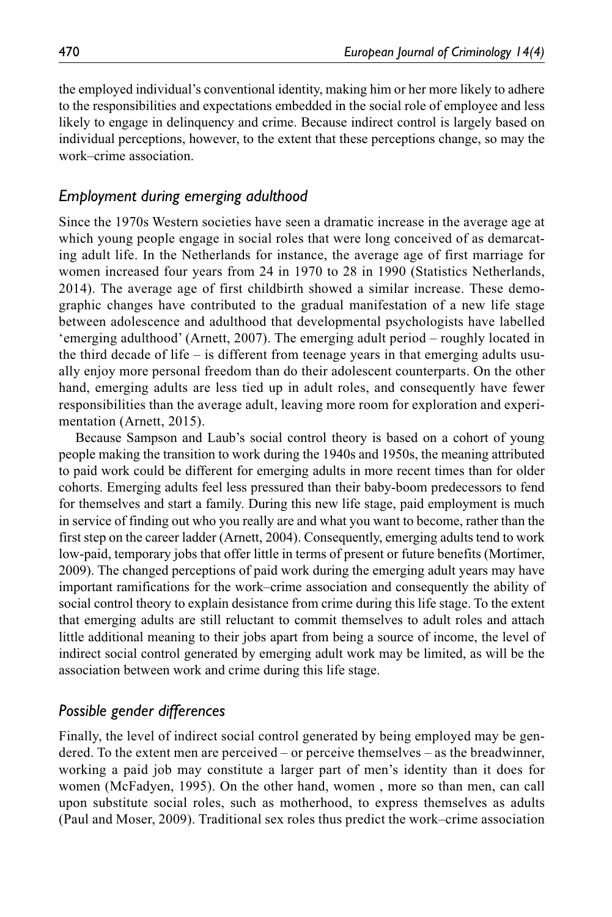the employed individual's conventional identity, making him or her more likely to adhere to the responsibilities and expectations embedded in the social role of employee and less likely to engage in delinquency and crime. Because indirect control is largely based on individual perceptions, however, to the extent that these perceptions change, so may the work–crime association.

### *Employment during emerging adulthood*

Since the 1970s Western societies have seen a dramatic increase in the average age at which young people engage in social roles that were long conceived of as demarcating adult life. In the Netherlands for instance, the average age of first marriage for women increased four years from 24 in 1970 to 28 in 1990 (Statistics Netherlands, 2014). The average age of first childbirth showed a similar increase. These demographic changes have contributed to the gradual manifestation of a new life stage between adolescence and adulthood that developmental psychologists have labelled 'emerging adulthood' (Arnett, 2007). The emerging adult period – roughly located in the third decade of life – is different from teenage years in that emerging adults usually enjoy more personal freedom than do their adolescent counterparts. On the other hand, emerging adults are less tied up in adult roles, and consequently have fewer responsibilities than the average adult, leaving more room for exploration and experimentation (Arnett, 2015).

Because Sampson and Laub's social control theory is based on a cohort of young people making the transition to work during the 1940s and 1950s, the meaning attributed to paid work could be different for emerging adults in more recent times than for older cohorts. Emerging adults feel less pressured than their baby-boom predecessors to fend for themselves and start a family. During this new life stage, paid employment is much in service of finding out who you really are and what you want to become, rather than the first step on the career ladder (Arnett, 2004). Consequently, emerging adults tend to work low-paid, temporary jobs that offer little in terms of present or future benefits (Mortimer, 2009). The changed perceptions of paid work during the emerging adult years may have important ramifications for the work–crime association and consequently the ability of social control theory to explain desistance from crime during this life stage. To the extent that emerging adults are still reluctant to commit themselves to adult roles and attach little additional meaning to their jobs apart from being a source of income, the level of indirect social control generated by emerging adult work may be limited, as will be the association between work and crime during this life stage.

### *Possible gender differences*

Finally, the level of indirect social control generated by being employed may be gendered. To the extent men are perceived – or perceive themselves – as the breadwinner, working a paid job may constitute a larger part of men's identity than it does for women (McFadyen, 1995). On the other hand, women , more so than men, can call upon substitute social roles, such as motherhood, to express themselves as adults (Paul and Moser, 2009). Traditional sex roles thus predict the work–crime association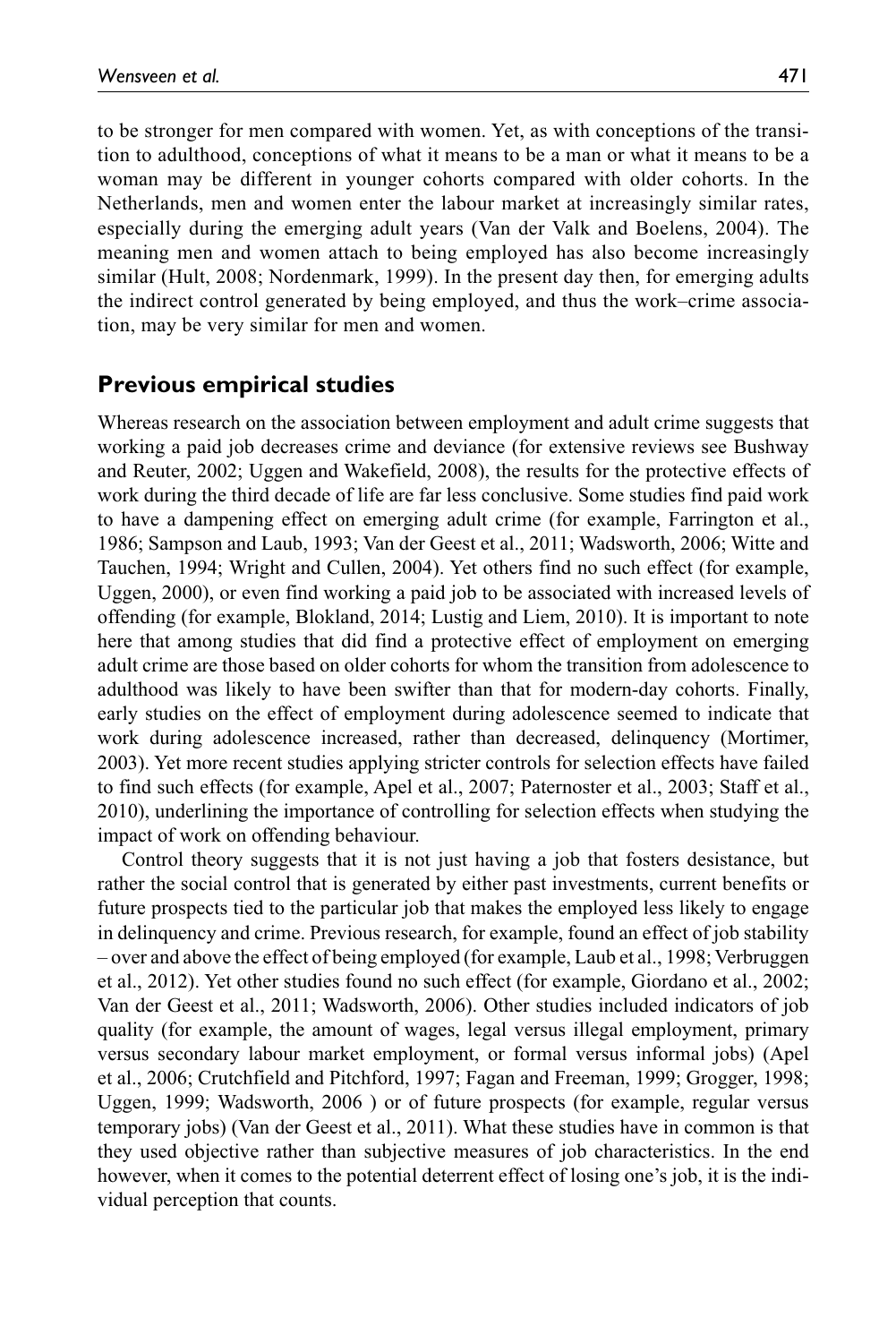to be stronger for men compared with women. Yet, as with conceptions of the transition to adulthood, conceptions of what it means to be a man or what it means to be a woman may be different in younger cohorts compared with older cohorts. In the Netherlands, men and women enter the labour market at increasingly similar rates, especially during the emerging adult years (Van der Valk and Boelens, 2004). The meaning men and women attach to being employed has also become increasingly similar (Hult, 2008; Nordenmark, 1999). In the present day then, for emerging adults the indirect control generated by being employed, and thus the work–crime association, may be very similar for men and women.

## Previous empirical studies

Whereas research on the association between employment and adult crime suggests that working a paid job decreases crime and deviance (for extensive reviews see Bushway and Reuter, 2002; Uggen and Wakefield, 2008), the results for the protective effects of work during the third decade of life are far less conclusive. Some studies find paid work to have a dampening effect on emerging adult crime (for example, Farrington et al., 1986; Sampson and Laub, 1993; Van der Geest et al., 2011; Wadsworth, 2006; Witte and Tauchen, 1994; Wright and Cullen, 2004). Yet others find no such effect (for example, Uggen, 2000), or even find working a paid job to be associated with increased levels of offending (for example, Blokland, 2014; Lustig and Liem, 2010). It is important to note here that among studies that did find a protective effect of employment on emerging adult crime are those based on older cohorts for whom the transition from adolescence to adulthood was likely to have been swifter than that for modern-day cohorts. Finally, early studies on the effect of employment during adolescence seemed to indicate that work during adolescence increased, rather than decreased, delinquency (Mortimer, 2003). Yet more recent studies applying stricter controls for selection effects have failed to find such effects (for example, Apel et al., 2007; Paternoster et al., 2003; Staff et al., 2010), underlining the importance of controlling for selection effects when studying the impact of work on offending behaviour.

Control theory suggests that it is not just having a job that fosters desistance, but rather the social control that is generated by either past investments, current benefits or future prospects tied to the particular job that makes the employed less likely to engage in delinquency and crime. Previous research, for example, found an effect of job stability – over and above the effect of being employed (for example, Laub et al., 1998; Verbruggen et al., 2012). Yet other studies found no such effect (for example, Giordano et al., 2002; Van der Geest et al., 2011; Wadsworth, 2006). Other studies included indicators of job quality (for example, the amount of wages, legal versus illegal employment, primary versus secondary labour market employment, or formal versus informal jobs) (Apel et al., 2006; Crutchfield and Pitchford, 1997; Fagan and Freeman, 1999; Grogger, 1998; Uggen, 1999; Wadsworth, 2006 ) or of future prospects (for example, regular versus temporary jobs) (Van der Geest et al., 2011). What these studies have in common is that they used objective rather than subjective measures of job characteristics. In the end however, when it comes to the potential deterrent effect of losing one's job, it is the individual perception that counts.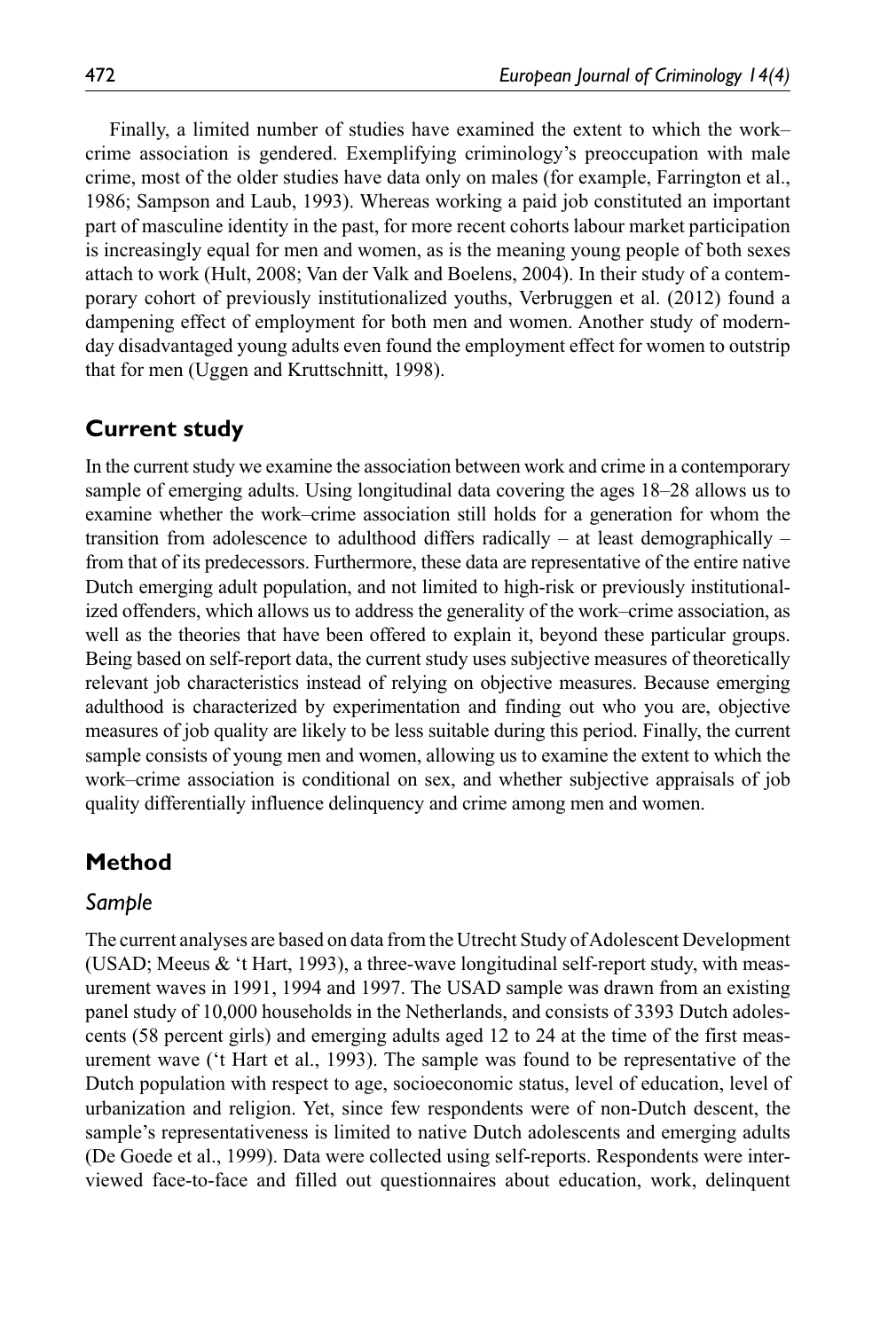Finally, a limited number of studies have examined the extent to which the work–crime association is gendered. Exemplifying criminology's preoccupation with male crime, most of the older studies have data only on males (for example, Farrington et al., 1986; Sampson and Laub, 1993). Whereas working a paid job constituted an important part of masculine identity in the past, for more recent cohorts labour market participation is increasingly equal for men and women, as is the meaning young people of both sexes attach to work (Hult, 2008; Van der Valk and Boelens, 2004). In their study of a contemporary cohort of previously institutionalized youths, Verbruggen et al. (2012) found a dampening effect of employment for both men and women. Another study of modern-day disadvantaged young adults even found the employment effect for women to outstrip that for men (Uggen and Kruttschnitt, 1998).

## Current study

In the current study we examine the association between work and crime in a contemporary sample of emerging adults. Using longitudinal data covering the ages 18–28 allows us to examine whether the work–crime association still holds for a generation for whom the transition from adolescence to adulthood differs radically – at least demographically – from that of its predecessors. Furthermore, these data are representative of the entire native Dutch emerging adult population, and not limited to high-risk or previously institutionalized offenders, which allows us to address the generality of the work–crime association, as well as the theories that have been offered to explain it, beyond these particular groups. Being based on self-report data, the current study uses subjective measures of theoretically relevant job characteristics instead of relying on objective measures. Because emerging adulthood is characterized by experimentation and finding out who you are, objective measures of job quality are likely to be less suitable during this period. Finally, the current sample consists of young men and women, allowing us to examine the extent to which the work–crime association is conditional on sex, and whether subjective appraisals of job quality differentially influence delinquency and crime among men and women.

## Method

### *Sample*

The current analyses are based on data from the Utrecht Study of Adolescent Development (USAD; Meeus & 't Hart, 1993), a three-wave longitudinal self-report study, with measurement waves in 1991, 1994 and 1997. The USAD sample was drawn from an existing panel study of 10,000 households in the Netherlands, and consists of 3393 Dutch adolescents (58 percent girls) and emerging adults aged 12 to 24 at the time of the first measurement wave ('t Hart et al., 1993). The sample was found to be representative of the Dutch population with respect to age, socioeconomic status, level of education, level of urbanization and religion. Yet, since few respondents were of non-Dutch descent, the sample's representativeness is limited to native Dutch adolescents and emerging adults (De Goede et al., 1999). Data were collected using self-reports. Respondents were interviewed face-to-face and filled out questionnaires about education, work, delinquent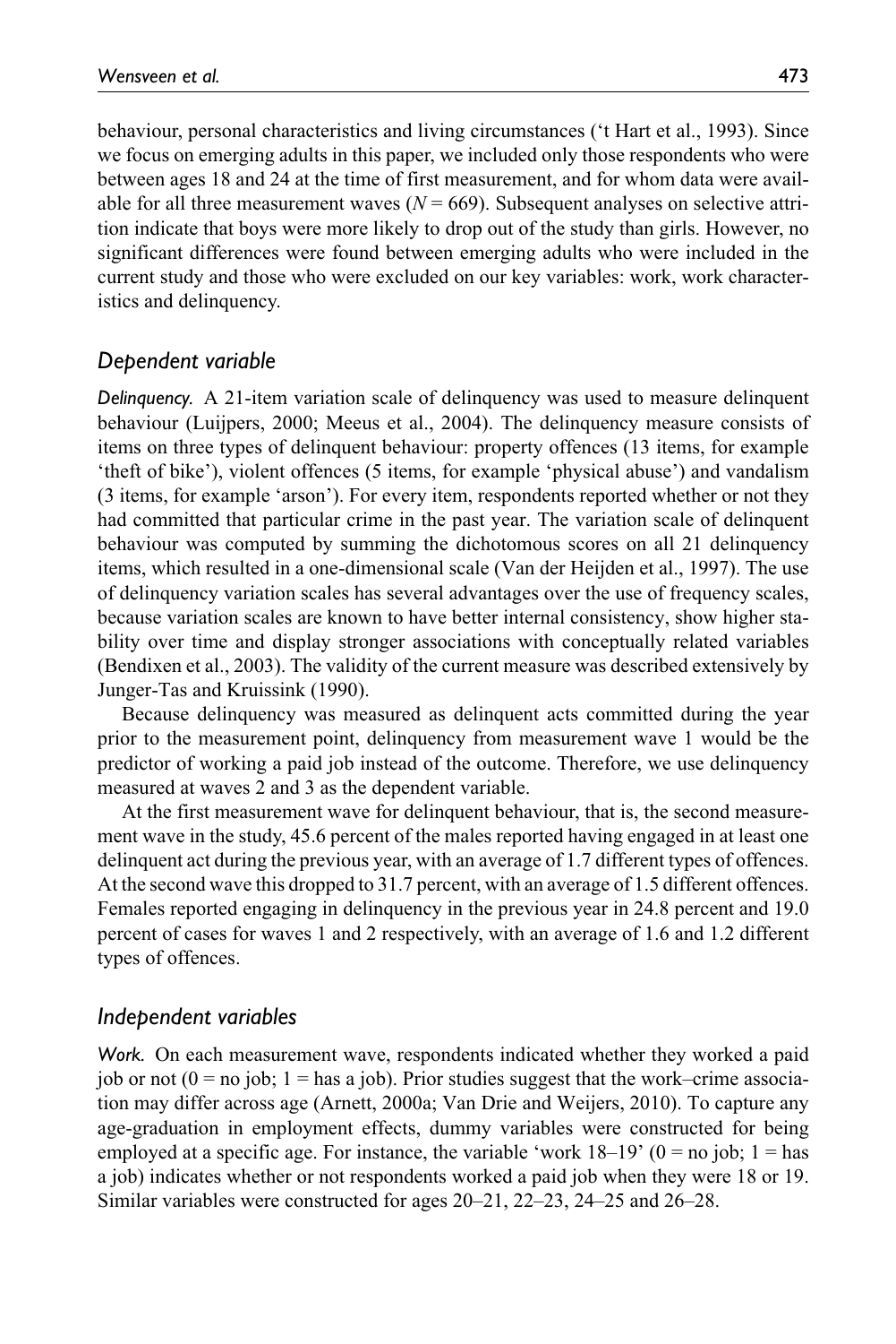behaviour, personal characteristics and living circumstances ('t Hart et al., 1993). Since we focus on emerging adults in this paper, we included only those respondents who were between ages 18 and 24 at the time of first measurement, and for whom data were available for all three measurement waves ($N = 669$). Subsequent analyses on selective attrition indicate that boys were more likely to drop out of the study than girls. However, no significant differences were found between emerging adults who were included in the current study and those who were excluded on our key variables: work, work characteristics and delinquency.

## Dependent variable

*Delinquency.* A 21-item variation scale of delinquency was used to measure delinquent behaviour (Luijpers, 2000; Meeus et al., 2004). The delinquency measure consists of items on three types of delinquent behaviour: property offences (13 items, for example 'theft of bike'), violent offences (5 items, for example 'physical abuse') and vandalism (3 items, for example 'arson'). For every item, respondents reported whether or not they had committed that particular crime in the past year. The variation scale of delinquent behaviour was computed by summing the dichotomous scores on all 21 delinquency items, which resulted in a one-dimensional scale (Van der Heijden et al., 1997). The use of delinquency variation scales has several advantages over the use of frequency scales, because variation scales are known to have better internal consistency, show higher stability over time and display stronger associations with conceptually related variables (Bendixen et al., 2003). The validity of the current measure was described extensively by Junger-Tas and Kruissink (1990).

Because delinquency was measured as delinquent acts committed during the year prior to the measurement point, delinquency from measurement wave 1 would be the predictor of working a paid job instead of the outcome. Therefore, we use delinquency measured at waves 2 and 3 as the dependent variable.

At the first measurement wave for delinquent behaviour, that is, the second measurement wave in the study, 45.6 percent of the males reported having engaged in at least one delinquent act during the previous year, with an average of 1.7 different types of offences. At the second wave this dropped to 31.7 percent, with an average of 1.5 different offences. Females reported engaging in delinquency in the previous year in 24.8 percent and 19.0 percent of cases for waves 1 and 2 respectively, with an average of 1.6 and 1.2 different types of offences.

## Independent variables

*Work.* On each measurement wave, respondents indicated whether they worked a paid job or not (0 = no job; 1 = has a job). Prior studies suggest that the work–crime association may differ across age (Arnett, 2000a; Van Drie and Weijers, 2010). To capture any age-graduation in employment effects, dummy variables were constructed for being employed at a specific age. For instance, the variable 'work 18–19' (0 = no job; 1 = has a job) indicates whether or not respondents worked a paid job when they were 18 or 19. Similar variables were constructed for ages 20–21, 22–23, 24–25 and 26–28.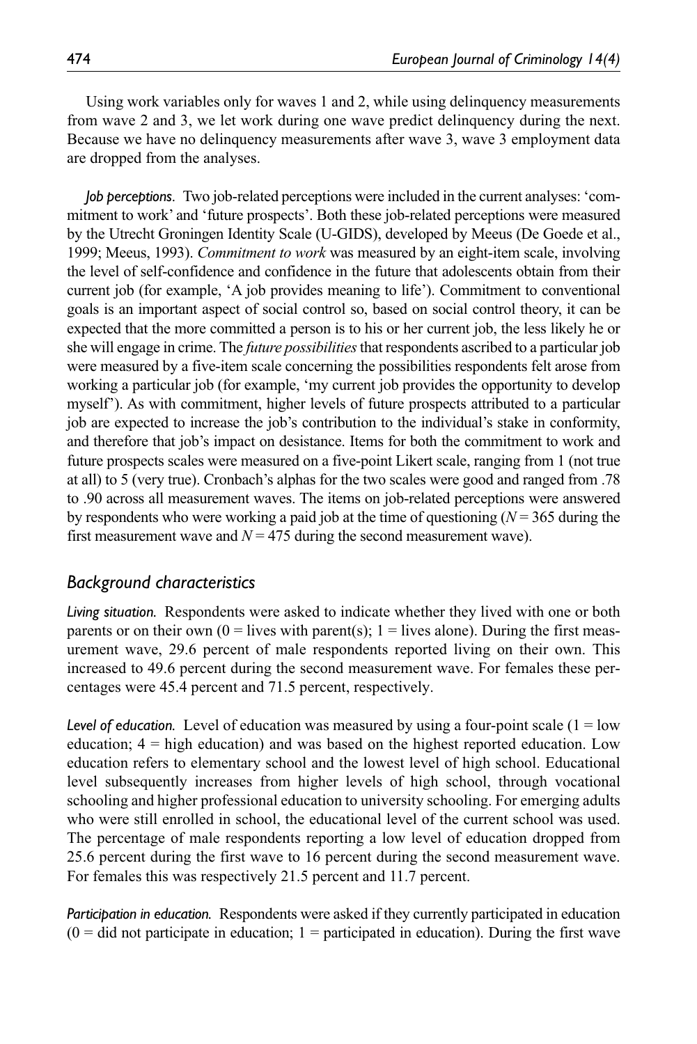Using work variables only for waves 1 and 2, while using delinquency measurements from wave 2 and 3, we let work during one wave predict delinquency during the next. Because we have no delinquency measurements after wave 3, wave 3 employment data are dropped from the analyses.

*Job perceptions.* Two job-related perceptions were included in the current analyses: 'commitment to work' and 'future prospects'. Both these job-related perceptions were measured by the Utrecht Groningen Identity Scale (U-GIDS), developed by Meeus (De Goede et al., 1999; Meeus, 1993). *Commitment to work* was measured by an eight-item scale, involving the level of self-confidence and confidence in the future that adolescents obtain from their current job (for example, 'A job provides meaning to life'). Commitment to conventional goals is an important aspect of social control so, based on social control theory, it can be expected that the more committed a person is to his or her current job, the less likely he or she will engage in crime. The *future possibilities* that respondents ascribed to a particular job were measured by a five-item scale concerning the possibilities respondents felt arose from working a particular job (for example, 'my current job provides the opportunity to develop myself'). As with commitment, higher levels of future prospects attributed to a particular job are expected to increase the job's contribution to the individual's stake in conformity, and therefore that job's impact on desistance. Items for both the commitment to work and future prospects scales were measured on a five-point Likert scale, ranging from 1 (not true at all) to 5 (very true). Cronbach's alphas for the two scales were good and ranged from .78 to .90 across all measurement waves. The items on job-related perceptions were answered by respondents who were working a paid job at the time of questioning ($N = 365$ during the first measurement wave and $N = 475$ during the second measurement wave).

## Background characteristics

*Living situation.* Respondents were asked to indicate whether they lived with one or both parents or on their own (0 = lives with parent(s); 1 = lives alone). During the first measurement wave, 29.6 percent of male respondents reported living on their own. This increased to 49.6 percent during the second measurement wave. For females these percentages were 45.4 percent and 71.5 percent, respectively.

*Level of education.* Level of education was measured by using a four-point scale (1 = low education; 4 = high education) and was based on the highest reported education. Low education refers to elementary school and the lowest level of high school. Educational level subsequently increases from higher levels of high school, through vocational schooling and higher professional education to university schooling. For emerging adults who were still enrolled in school, the educational level of the current school was used. The percentage of male respondents reporting a low level of education dropped from 25.6 percent during the first wave to 16 percent during the second measurement wave. For females this was respectively 21.5 percent and 11.7 percent.

*Participation in education.* Respondents were asked if they currently participated in education (0 = did not participate in education; 1 = participated in education). During the first wave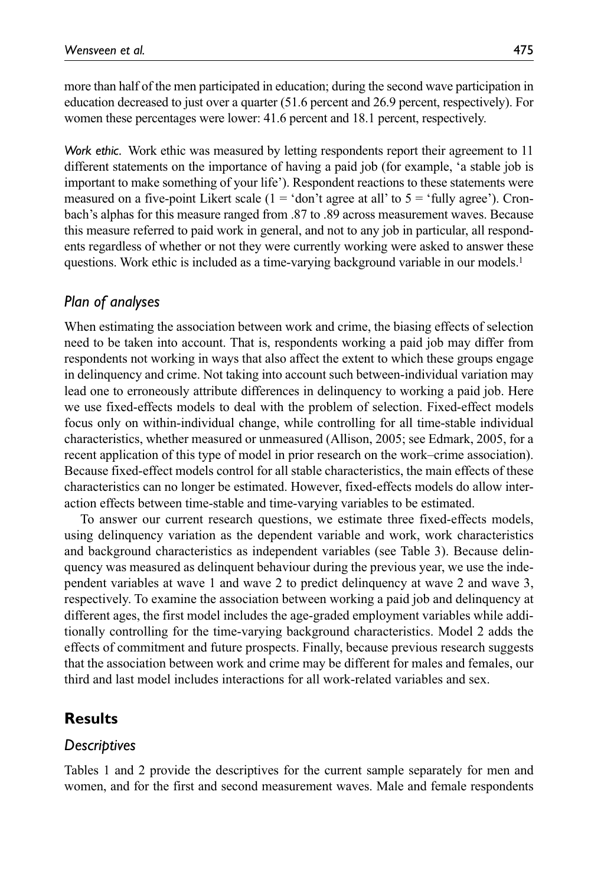more than half of the men participated in education; during the second wave participation in education decreased to just over a quarter (51.6 percent and 26.9 percent, respectively). For women these percentages were lower: 41.6 percent and 18.1 percent, respectively.

*Work ethic.* Work ethic was measured by letting respondents report their agreement to 11 different statements on the importance of having a paid job (for example, 'a stable job is important to make something of your life'). Respondent reactions to these statements were measured on a five-point Likert scale (1 = 'don't agree at all' to 5 = 'fully agree'). Cronbach's alphas for this measure ranged from .87 to .89 across measurement waves. Because this measure referred to paid work in general, and not to any job in particular, all respondents regardless of whether or not they were currently working were asked to answer these questions. Work ethic is included as a time-varying background variable in our models.[1]

### Plan of analyses

When estimating the association between work and crime, the biasing effects of selection need to be taken into account. That is, respondents working a paid job may differ from respondents not working in ways that also affect the extent to which these groups engage in delinquency and crime. Not taking into account such between-individual variation may lead one to erroneously attribute differences in delinquency to working a paid job. Here we use fixed-effects models to deal with the problem of selection. Fixed-effect models focus only on within-individual change, while controlling for all time-stable individual characteristics, whether measured or unmeasured (Allison, 2005; see Edmark, 2005, for a recent application of this type of model in prior research on the work–crime association). Because fixed-effect models control for all stable characteristics, the main effects of these characteristics can no longer be estimated. However, fixed-effects models do allow interaction effects between time-stable and time-varying variables to be estimated.

To answer our current research questions, we estimate three fixed-effects models, using delinquency variation as the dependent variable and work, work characteristics and background characteristics as independent variables (see Table 3). Because delinquency was measured as delinquent behaviour during the previous year, we use the independent variables at wave 1 and wave 2 to predict delinquency at wave 2 and wave 3, respectively. To examine the association between working a paid job and delinquency at different ages, the first model includes the age-graded employment variables while additionally controlling for the time-varying background characteristics. Model 2 adds the effects of commitment and future prospects. Finally, because previous research suggests that the association between work and crime may be different for males and females, our third and last model includes interactions for all work-related variables and sex.

## Results

### Descriptives

Tables 1 and 2 provide the descriptives for the current sample separately for men and women, and for the first and second measurement waves. Male and female respondents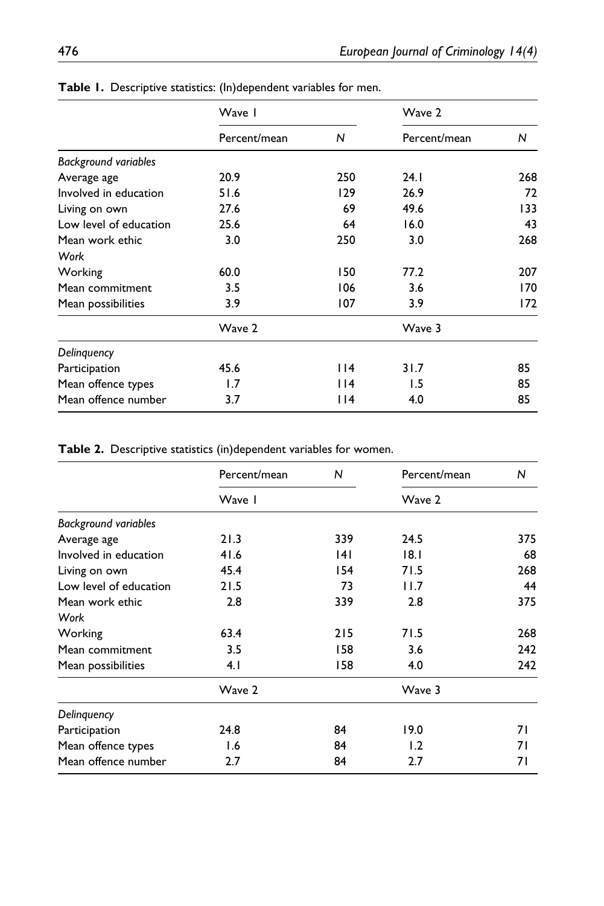**Table 1.** Descriptive statistics: (In)dependent variables for men.

| | Wave 1 | | Wave 2 | |
|---|---|---|---|---|
| | Percent/mean | N | Percent/mean | N |
| *Background variables* | | | | |
| Average age | 20.9 | 250 | 24.1 | 268 |
| Involved in education | 51.6 | 129 | 26.9 | 72 |
| Living on own | 27.6 | 69 | 49.6 | 133 |
| Low level of education | 25.6 | 64 | 16.0 | 43 |
| Mean work ethic | 3.0 | 250 | 3.0 | 268 |
| *Work* | | | | |
| Working | 60.0 | 150 | 77.2 | 207 |
| Mean commitment | 3.5 | 106 | 3.6 | 170 |
| Mean possibilities | 3.9 | 107 | 3.9 | 172 |
| | Wave 2 | | Wave 3 | |
| *Delinquency* | | | | |
| Participation | 45.6 | 114 | 31.7 | 85 |
| Mean offence types | 1.7 | 114 | 1.5 | 85 |
| Mean offence number | 3.7 | 114 | 4.0 | 85 |

**Table 2.** Descriptive statistics (in)dependent variables for women.

| | Percent/mean | N | Percent/mean | N |
|---|---|---|---|---|
| | Wave 1 | | Wave 2 | |
| *Background variables* | | | | |
| Average age | 21.3 | 339 | 24.5 | 375 |
| Involved in education | 41.6 | 141 | 18.1 | 68 |
| Living on own | 45.4 | 154 | 71.5 | 268 |
| Low level of education | 21.5 | 73 | 11.7 | 44 |
| Mean work ethic | 2.8 | 339 | 2.8 | 375 |
| *Work* | | | | |
| Working | 63.4 | 215 | 71.5 | 268 |
| Mean commitment | 3.5 | 158 | 3.6 | 242 |
| Mean possibilities | 4.1 | 158 | 4.0 | 242 |
| | Wave 2 | | Wave 3 | |
| *Delinquency* | | | | |
| Participation | 24.8 | 84 | 19.0 | 71 |
| Mean offence types | 1.6 | 84 | 1.2 | 71 |
| Mean offence number | 2.7 | 84 | 2.7 | 71 |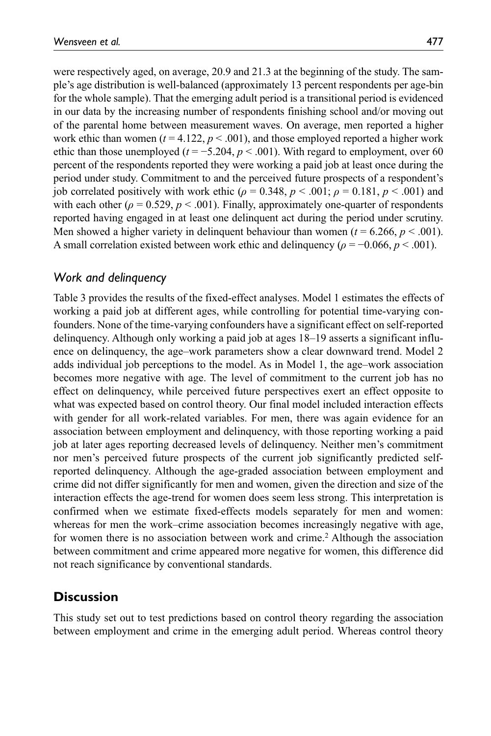were respectively aged, on average, 20.9 and 21.3 at the beginning of the study. The sample's age distribution is well-balanced (approximately 13 percent respondents per age-bin for the whole sample). That the emerging adult period is a transitional period is evidenced in our data by the increasing number of respondents finishing school and/or moving out of the parental home between measurement waves. On average, men reported a higher work ethic than women ($t = 4.122$, $p < .001$), and those employed reported a higher work ethic than those unemployed ($t = -5.204$, $p < .001$). With regard to employment, over 60 percent of the respondents reported they were working a paid job at least once during the period under study. Commitment to and the perceived future prospects of a respondent's job correlated positively with work ethic ($\rho = 0.348$, $p < .001$; $\rho = 0.181$, $p < .001$) and with each other ($\rho = 0.529$, $p < .001$). Finally, approximately one-quarter of respondents reported having engaged in at least one delinquent act during the period under scrutiny. Men showed a higher variety in delinquent behaviour than women ($t = 6.266$, $p < .001$). A small correlation existed between work ethic and delinquency ($\rho = -0.066$, $p < .001$).

### *Work and delinquency*

Table 3 provides the results of the fixed-effect analyses. Model 1 estimates the effects of working a paid job at different ages, while controlling for potential time-varying confounders. None of the time-varying confounders have a significant effect on self-reported delinquency. Although only working a paid job at ages 18–19 asserts a significant influence on delinquency, the age–work parameters show a clear downward trend. Model 2 adds individual job perceptions to the model. As in Model 1, the age–work association becomes more negative with age. The level of commitment to the current job has no effect on delinquency, while perceived future perspectives exert an effect opposite to what was expected based on control theory. Our final model included interaction effects with gender for all work-related variables. For men, there was again evidence for an association between employment and delinquency, with those reporting working a paid job at later ages reporting decreased levels of delinquency. Neither men's commitment nor men's perceived future prospects of the current job significantly predicted self-reported delinquency. Although the age-graded association between employment and crime did not differ significantly for men and women, given the direction and size of the interaction effects the age-trend for women does seem less strong. This interpretation is confirmed when we estimate fixed-effects models separately for men and women: whereas for men the work–crime association becomes increasingly negative with age, for women there is no association between work and crime.[2] Although the association between commitment and crime appeared more negative for women, this difference did not reach significance by conventional standards.

## Discussion

This study set out to test predictions based on control theory regarding the association between employment and crime in the emerging adult period. Whereas control theory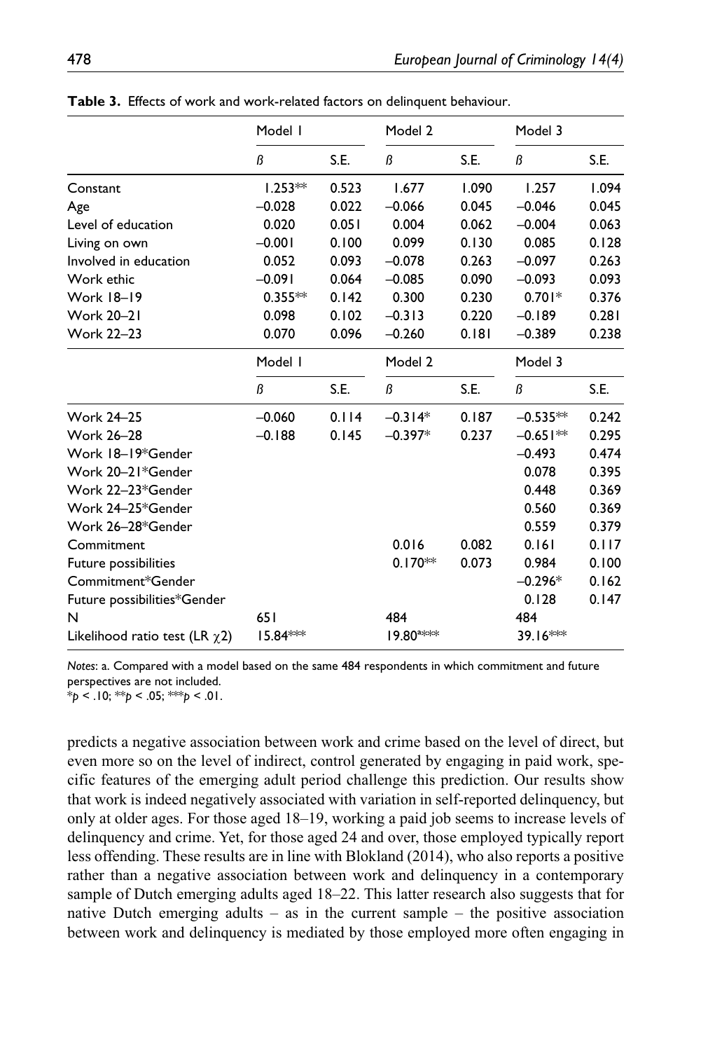**Table 3.** Effects of work and work-related factors on delinquent behaviour.

| | Model 1 | | Model 2 | | Model 3 | |
|---|---|---|---|---|---|---|
| | ß | S.E. | ß | S.E. | ß | S.E. |
| Constant | 1.253** | 0.523 | 1.677 | 1.090 | 1.257 | 1.094 |
| Age | –0.028 | 0.022 | –0.066 | 0.045 | –0.046 | 0.045 |
| Level of education | 0.020 | 0.051 | 0.004 | 0.062 | –0.004 | 0.063 |
| Living on own | –0.001 | 0.100 | 0.099 | 0.130 | 0.085 | 0.128 |
| Involved in education | 0.052 | 0.093 | –0.078 | 0.263 | –0.097 | 0.263 |
| Work ethic | –0.091 | 0.064 | –0.085 | 0.090 | –0.093 | 0.093 |
| Work 18–19 | 0.355** | 0.142 | 0.300 | 0.230 | 0.701* | 0.376 |
| Work 20–21 | 0.098 | 0.102 | –0.313 | 0.220 | –0.189 | 0.281 |
| Work 22–23 | 0.070 | 0.096 | –0.260 | 0.181 | –0.389 | 0.238 |
| Work 24–25 | –0.060 | 0.114 | –0.314* | 0.187 | –0.535** | 0.242 |
| Work 26–28 | –0.188 | 0.145 | –0.397* | 0.237 | –0.651** | 0.295 |
| Work 18–19*Gender | | | | | –0.493 | 0.474 |
| Work 20–21*Gender | | | | | 0.078 | 0.395 |
| Work 22–23*Gender | | | | | 0.448 | 0.369 |
| Work 24–25*Gender | | | | | 0.560 | 0.369 |
| Work 26–28*Gender | | | | | 0.559 | 0.379 |
| Commitment | | | 0.016 | 0.082 | 0.161 | 0.117 |
| Future possibilities | | | 0.170** | 0.073 | 0.984 | 0.100 |
| Commitment*Gender | | | | | –0.296* | 0.162 |
| Future possibilities*Gender | | | | | 0.128 | 0.147 |
| N | 651 | | 484 | | 484 | |
| Likelihood ratio test (LR $\chi$2) | 15.84*** | | 19.80[a]*** | | 39.16*** | |

*Notes*: a. Compared with a model based on the same 484 respondents in which commitment and future perspectives are not included.
*$p$ < .10; **$p$ < .05; ***$p$ < .01.

predicts a negative association between work and crime based on the level of direct, but even more so on the level of indirect, control generated by engaging in paid work, specific features of the emerging adult period challenge this prediction. Our results show that work is indeed negatively associated with variation in self-reported delinquency, but only at older ages. For those aged 18–19, working a paid job seems to increase levels of delinquency and crime. Yet, for those aged 24 and over, those employed typically report less offending. These results are in line with Blokland (2014), who also reports a positive rather than a negative association between work and delinquency in a contemporary sample of Dutch emerging adults aged 18–22. This latter research also suggests that for native Dutch emerging adults – as in the current sample – the positive association between work and delinquency is mediated by those employed more often engaging in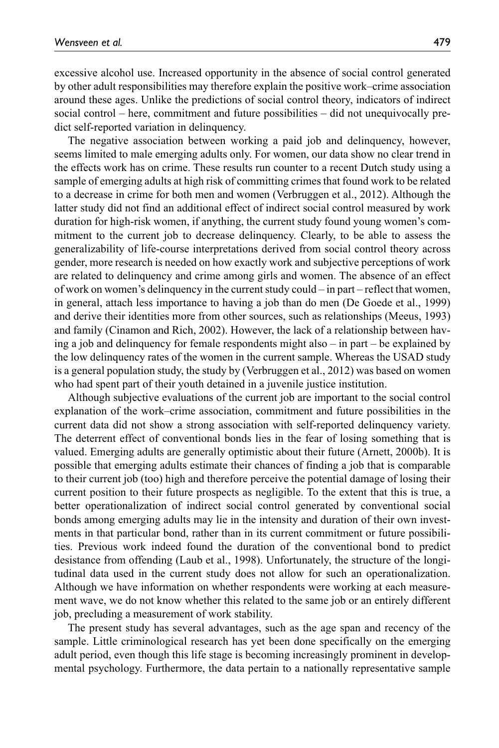excessive alcohol use. Increased opportunity in the absence of social control generated by other adult responsibilities may therefore explain the positive work–crime association around these ages. Unlike the predictions of social control theory, indicators of indirect social control – here, commitment and future possibilities – did not unequivocally predict self-reported variation in delinquency.

The negative association between working a paid job and delinquency, however, seems limited to male emerging adults only. For women, our data show no clear trend in the effects work has on crime. These results run counter to a recent Dutch study using a sample of emerging adults at high risk of committing crimes that found work to be related to a decrease in crime for both men and women (Verbruggen et al., 2012). Although the latter study did not find an additional effect of indirect social control measured by work duration for high-risk women, if anything, the current study found young women's commitment to the current job to decrease delinquency. Clearly, to be able to assess the generalizability of life-course interpretations derived from social control theory across gender, more research is needed on how exactly work and subjective perceptions of work are related to delinquency and crime among girls and women. The absence of an effect of work on women's delinquency in the current study could – in part – reflect that women, in general, attach less importance to having a job than do men (De Goede et al., 1999) and derive their identities more from other sources, such as relationships (Meeus, 1993) and family (Cinamon and Rich, 2002). However, the lack of a relationship between having a job and delinquency for female respondents might also – in part – be explained by the low delinquency rates of the women in the current sample. Whereas the USAD study is a general population study, the study by (Verbruggen et al., 2012) was based on women who had spent part of their youth detained in a juvenile justice institution.

Although subjective evaluations of the current job are important to the social control explanation of the work–crime association, commitment and future possibilities in the current data did not show a strong association with self-reported delinquency variety. The deterrent effect of conventional bonds lies in the fear of losing something that is valued. Emerging adults are generally optimistic about their future (Arnett, 2000b). It is possible that emerging adults estimate their chances of finding a job that is comparable to their current job (too) high and therefore perceive the potential damage of losing their current position to their future prospects as negligible. To the extent that this is true, a better operationalization of indirect social control generated by conventional social bonds among emerging adults may lie in the intensity and duration of their own investments in that particular bond, rather than in its current commitment or future possibilities. Previous work indeed found the duration of the conventional bond to predict desistance from offending (Laub et al., 1998). Unfortunately, the structure of the longitudinal data used in the current study does not allow for such an operationalization. Although we have information on whether respondents were working at each measurement wave, we do not know whether this related to the same job or an entirely different job, precluding a measurement of work stability.

The present study has several advantages, such as the age span and recency of the sample. Little criminological research has yet been done specifically on the emerging adult period, even though this life stage is becoming increasingly prominent in developmental psychology. Furthermore, the data pertain to a nationally representative sample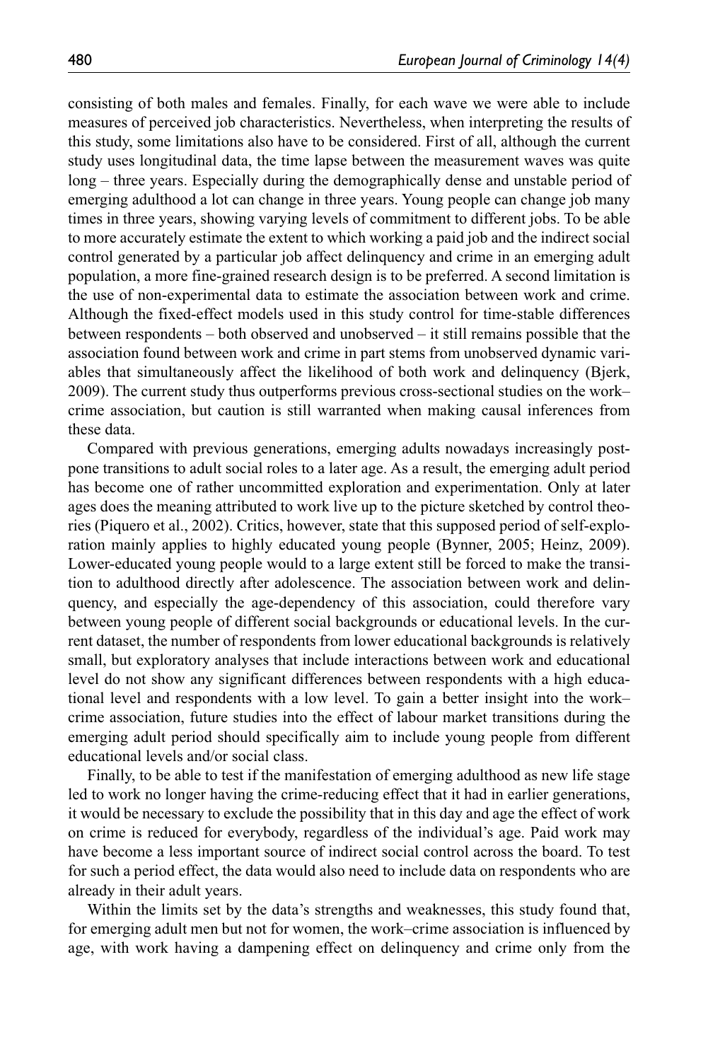consisting of both males and females. Finally, for each wave we were able to include measures of perceived job characteristics. Nevertheless, when interpreting the results of this study, some limitations also have to be considered. First of all, although the current study uses longitudinal data, the time lapse between the measurement waves was quite long – three years. Especially during the demographically dense and unstable period of emerging adulthood a lot can change in three years. Young people can change job many times in three years, showing varying levels of commitment to different jobs. To be able to more accurately estimate the extent to which working a paid job and the indirect social control generated by a particular job affect delinquency and crime in an emerging adult population, a more fine-grained research design is to be preferred. A second limitation is the use of non-experimental data to estimate the association between work and crime. Although the fixed-effect models used in this study control for time-stable differences between respondents – both observed and unobserved – it still remains possible that the association found between work and crime in part stems from unobserved dynamic variables that simultaneously affect the likelihood of both work and delinquency (Bjerk, 2009). The current study thus outperforms previous cross-sectional studies on the work–crime association, but caution is still warranted when making causal inferences from these data.

Compared with previous generations, emerging adults nowadays increasingly postpone transitions to adult social roles to a later age. As a result, the emerging adult period has become one of rather uncommitted exploration and experimentation. Only at later ages does the meaning attributed to work live up to the picture sketched by control theories (Piquero et al., 2002). Critics, however, state that this supposed period of self-exploration mainly applies to highly educated young people (Bynner, 2005; Heinz, 2009). Lower-educated young people would to a large extent still be forced to make the transition to adulthood directly after adolescence. The association between work and delinquency, and especially the age-dependency of this association, could therefore vary between young people of different social backgrounds or educational levels. In the current dataset, the number of respondents from lower educational backgrounds is relatively small, but exploratory analyses that include interactions between work and educational level do not show any significant differences between respondents with a high educational level and respondents with a low level. To gain a better insight into the work–crime association, future studies into the effect of labour market transitions during the emerging adult period should specifically aim to include young people from different educational levels and/or social class.

Finally, to be able to test if the manifestation of emerging adulthood as new life stage led to work no longer having the crime-reducing effect that it had in earlier generations, it would be necessary to exclude the possibility that in this day and age the effect of work on crime is reduced for everybody, regardless of the individual's age. Paid work may have become a less important source of indirect social control across the board. To test for such a period effect, the data would also need to include data on respondents who are already in their adult years.

Within the limits set by the data's strengths and weaknesses, this study found that, for emerging adult men but not for women, the work–crime association is influenced by age, with work having a dampening effect on delinquency and crime only from the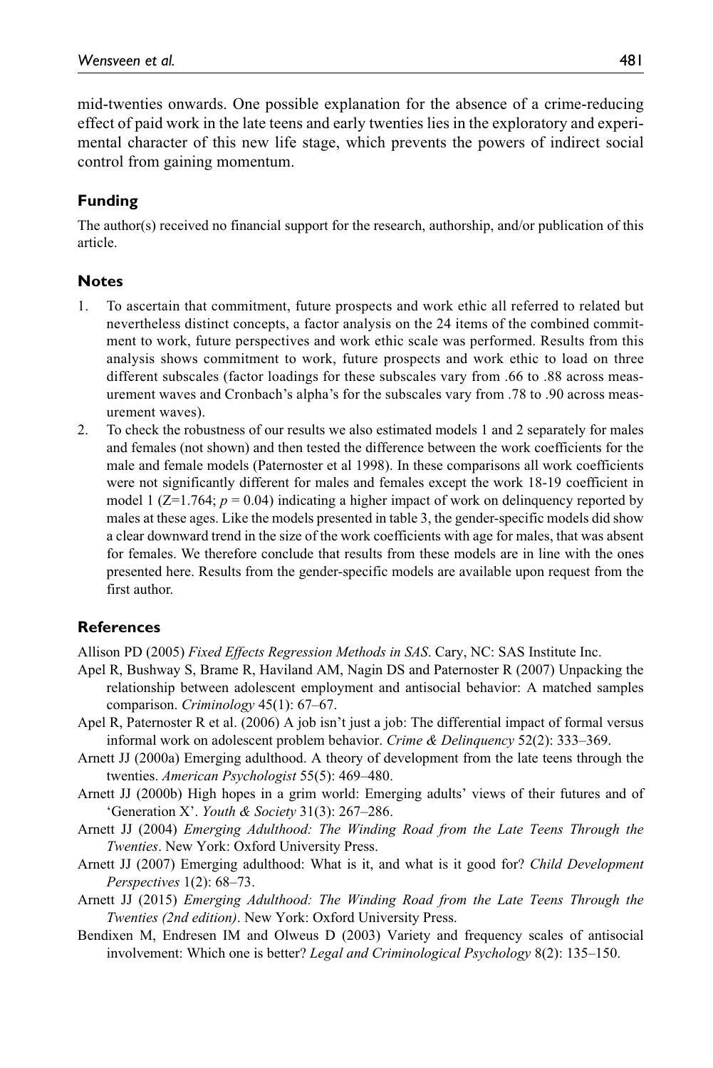mid-twenties onwards. One possible explanation for the absence of a crime-reducing effect of paid work in the late teens and early twenties lies in the exploratory and experimental character of this new life stage, which prevents the powers of indirect social control from gaining momentum.

## Funding

The author(s) received no financial support for the research, authorship, and/or publication of this article.

## Notes

1. To ascertain that commitment, future prospects and work ethic all referred to related but nevertheless distinct concepts, a factor analysis on the 24 items of the combined commitment to work, future perspectives and work ethic scale was performed. Results from this analysis shows commitment to work, future prospects and work ethic to load on three different subscales (factor loadings for these subscales vary from .66 to .88 across measurement waves and Cronbach's alpha's for the subscales vary from .78 to .90 across measurement waves).
2. To check the robustness of our results we also estimated models 1 and 2 separately for males and females (not shown) and then tested the difference between the work coefficients for the male and female models (Paternoster et al 1998). In these comparisons all work coefficients were not significantly different for males and females except the work 18-19 coefficient in model 1 ($Z$=1.764; $p = 0.04$) indicating a higher impact of work on delinquency reported by males at these ages. Like the models presented in table 3, the gender-specific models did show a clear downward trend in the size of the work coefficients with age for males, that was absent for females. We therefore conclude that results from these models are in line with the ones presented here. Results from the gender-specific models are available upon request from the first author.

## References

Allison PD (2005) *Fixed Effects Regression Methods in SAS*. Cary, NC: SAS Institute Inc.

Apel R, Bushway S, Brame R, Haviland AM, Nagin DS and Paternoster R (2007) Unpacking the relationship between adolescent employment and antisocial behavior: A matched samples comparison. *Criminology* 45(1): 67–67.

Apel R, Paternoster R et al. (2006) A job isn't just a job: The differential impact of formal versus informal work on adolescent problem behavior. *Crime & Delinquency* 52(2): 333–369.

Arnett JJ (2000a) Emerging adulthood. A theory of development from the late teens through the twenties. *American Psychologist* 55(5): 469–480.

Arnett JJ (2000b) High hopes in a grim world: Emerging adults' views of their futures and of 'Generation X'. *Youth & Society* 31(3): 267–286.

Arnett JJ (2004) *Emerging Adulthood: The Winding Road from the Late Teens Through the Twenties*. New York: Oxford University Press.

Arnett JJ (2007) Emerging adulthood: What is it, and what is it good for? *Child Development Perspectives* 1(2): 68–73.

Arnett JJ (2015) *Emerging Adulthood: The Winding Road from the Late Teens Through the Twenties (2nd edition)*. New York: Oxford University Press.

Bendixen M, Endresen IM and Olweus D (2003) Variety and frequency scales of antisocial involvement: Which one is better? *Legal and Criminological Psychology* 8(2): 135–150.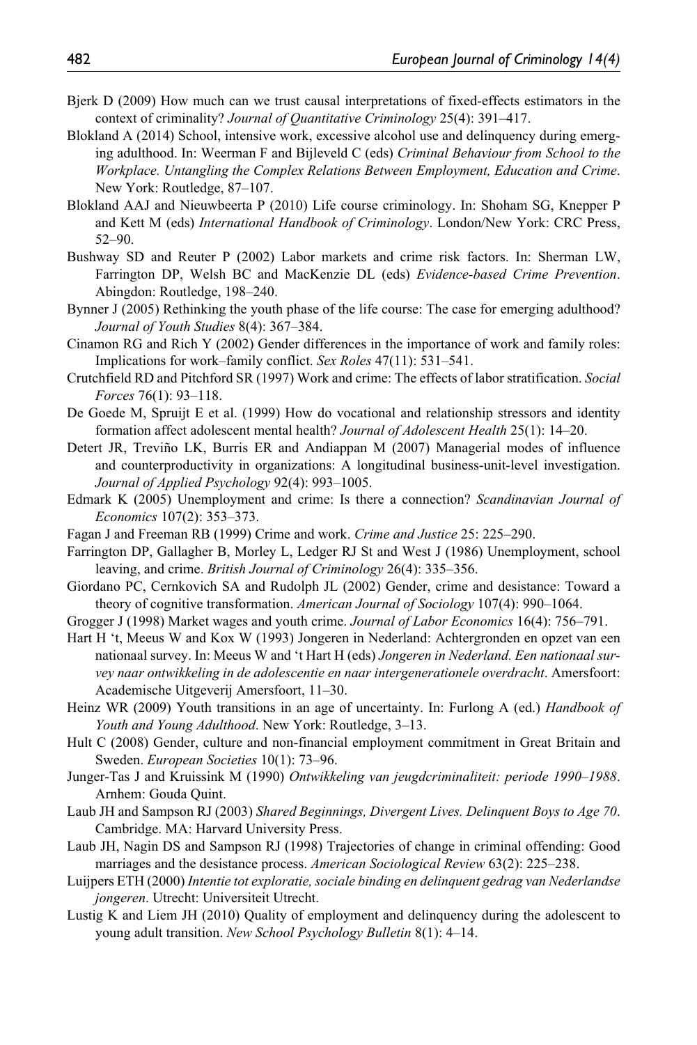Bjerk D (2009) How much can we trust causal interpretations of fixed-effects estimators in the context of criminality? *Journal of Quantitative Criminology* 25(4): 391–417.

Blokland A (2014) School, intensive work, excessive alcohol use and delinquency during emerging adulthood. In: Weerman F and Bijleveld C (eds) *Criminal Behaviour from School to the Workplace. Untangling the Complex Relations Between Employment, Education and Crime*. New York: Routledge, 87–107.

Blokland AAJ and Nieuwbeerta P (2010) Life course criminology. In: Shoham SG, Knepper P and Kett M (eds) *International Handbook of Criminology*. London/New York: CRC Press, 52–90.

Bushway SD and Reuter P (2002) Labor markets and crime risk factors. In: Sherman LW, Farrington DP, Welsh BC and MacKenzie DL (eds) *Evidence-based Crime Prevention*. Abingdon: Routledge, 198–240.

Bynner J (2005) Rethinking the youth phase of the life course: The case for emerging adulthood? *Journal of Youth Studies* 8(4): 367–384.

Cinamon RG and Rich Y (2002) Gender differences in the importance of work and family roles: Implications for work–family conflict. *Sex Roles* 47(11): 531–541.

Crutchfield RD and Pitchford SR (1997) Work and crime: The effects of labor stratification. *Social Forces* 76(1): 93–118.

De Goede M, Spruijt E et al. (1999) How do vocational and relationship stressors and identity formation affect adolescent mental health? *Journal of Adolescent Health* 25(1): 14–20.

Detert JR, Treviño LK, Burris ER and Andiappan M (2007) Managerial modes of influence and counterproductivity in organizations: A longitudinal business-unit-level investigation. *Journal of Applied Psychology* 92(4): 993–1005.

Edmark K (2005) Unemployment and crime: Is there a connection? *Scandinavian Journal of Economics* 107(2): 353–373.

Fagan J and Freeman RB (1999) Crime and work. *Crime and Justice* 25: 225–290.

Farrington DP, Gallagher B, Morley L, Ledger RJ St and West J (1986) Unemployment, school leaving, and crime. *British Journal of Criminology* 26(4): 335–356.

Giordano PC, Cernkovich SA and Rudolph JL (2002) Gender, crime and desistance: Toward a theory of cognitive transformation. *American Journal of Sociology* 107(4): 990–1064.

Grogger J (1998) Market wages and youth crime. *Journal of Labor Economics* 16(4): 756–791.

Hart H 't, Meeus W and Kox W (1993) Jongeren in Nederland: Achtergronden en opzet van een nationaal survey. In: Meeus W and 't Hart H (eds) *Jongeren in Nederland. Een nationaal survey naar ontwikkeling in de adolescentie en naar intergenerationele overdracht*. Amersfoort: Academische Uitgeverij Amersfoort, 11–30.

Heinz WR (2009) Youth transitions in an age of uncertainty. In: Furlong A (ed.) *Handbook of Youth and Young Adulthood*. New York: Routledge, 3–13.

Hult C (2008) Gender, culture and non-financial employment commitment in Great Britain and Sweden. *European Societies* 10(1): 73–96.

Junger-Tas J and Kruissink M (1990) *Ontwikkeling van jeugdcriminaliteit: periode 1990–1988*. Arnhem: Gouda Quint.

Laub JH and Sampson RJ (2003) *Shared Beginnings, Divergent Lives. Delinquent Boys to Age 70*. Cambridge. MA: Harvard University Press.

Laub JH, Nagin DS and Sampson RJ (1998) Trajectories of change in criminal offending: Good marriages and the desistance process. *American Sociological Review* 63(2): 225–238.

Luijpers ETH (2000) *Intentie tot exploratie, sociale binding en delinquent gedrag van Nederlandse jongeren*. Utrecht: Universiteit Utrecht.

Lustig K and Liem JH (2010) Quality of employment and delinquency during the adolescent to young adult transition. *New School Psychology Bulletin* 8(1): 4–14.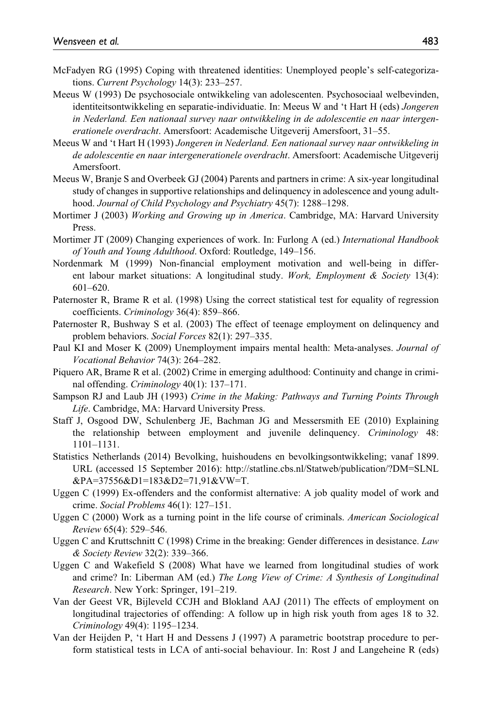McFadyen RG (1995) Coping with threatened identities: Unemployed people's self-categorizations. *Current Psychology* 14(3): 233–257.

Meeus W (1993) De psychosociale ontwikkeling van adolescenten. Psychosociaal welbevinden, identiteitsontwikkeling en separatie-individuatie. In: Meeus W and 't Hart H (eds) *Jongeren in Nederland. Een nationaal survey naar ontwikkeling in de adolescentie en naar intergenerationele overdracht*. Amersfoort: Academische Uitgeverij Amersfoort, 31–55.

Meeus W and 't Hart H (1993) *Jongeren in Nederland. Een nationaal survey naar ontwikkeling in de adolescentie en naar intergenerationele overdracht*. Amersfoort: Academische Uitgeverij Amersfoort.

Meeus W, Branje S and Overbeek GJ (2004) Parents and partners in crime: A six-year longitudinal study of changes in supportive relationships and delinquency in adolescence and young adulthood. *Journal of Child Psychology and Psychiatry* 45(7): 1288–1298.

Mortimer J (2003) *Working and Growing up in America*. Cambridge, MA: Harvard University Press.

Mortimer JT (2009) Changing experiences of work. In: Furlong A (ed.) *International Handbook of Youth and Young Adulthood*. Oxford: Routledge, 149–156.

Nordenmark M (1999) Non-financial employment motivation and well-being in different labour market situations: A longitudinal study. *Work, Employment & Society* 13(4): 601–620.

Paternoster R, Brame R et al. (1998) Using the correct statistical test for equality of regression coefficients. *Criminology* 36(4): 859–866.

Paternoster R, Bushway S et al. (2003) The effect of teenage employment on delinquency and problem behaviors. *Social Forces* 82(1): 297–335.

Paul KI and Moser K (2009) Unemployment impairs mental health: Meta-analyses. *Journal of Vocational Behavior* 74(3): 264–282.

Piquero AR, Brame R et al. (2002) Crime in emerging adulthood: Continuity and change in criminal offending. *Criminology* 40(1): 137–171.

Sampson RJ and Laub JH (1993) *Crime in the Making: Pathways and Turning Points Through Life*. Cambridge, MA: Harvard University Press.

Staff J, Osgood DW, Schulenberg JE, Bachman JG and Messersmith EE (2010) Explaining the relationship between employment and juvenile delinquency. *Criminology* 48: 1101–1131.

Statistics Netherlands (2014) Bevolking, huishoudens en bevolkingsontwikkeling; vanaf 1899. URL (accessed 15 September 2016): http://statline.cbs.nl/Statweb/publication/?DM=SLNL&PA=37556&D1=183&D2=71,91&VW=T.

Uggen C (1999) Ex-offenders and the conformist alternative: A job quality model of work and crime. *Social Problems* 46(1): 127–151.

Uggen C (2000) Work as a turning point in the life course of criminals. *American Sociological Review* 65(4): 529–546.

Uggen C and Kruttschnitt C (1998) Crime in the breaking: Gender differences in desistance. *Law & Society Review* 32(2): 339–366.

Uggen C and Wakefield S (2008) What have we learned from longitudinal studies of work and crime? In: Liberman AM (ed.) *The Long View of Crime: A Synthesis of Longitudinal Research*. New York: Springer, 191–219.

Van der Geest VR, Bijleveld CCJH and Blokland AAJ (2011) The effects of employment on longitudinal trajectories of offending: A follow up in high risk youth from ages 18 to 32. *Criminology* 49(4): 1195–1234.

Van der Heijden P, 't Hart H and Dessens J (1997) A parametric bootstrap procedure to perform statistical tests in LCA of anti-social behaviour. In: Rost J and Langeheine R (eds)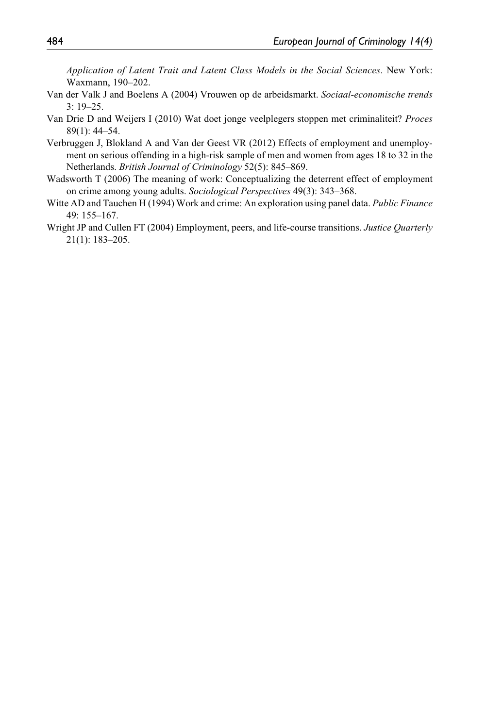*Application of Latent Trait and Latent Class Models in the Social Sciences*. New York: Waxmann, 190–202.

Van der Valk J and Boelens A (2004) Vrouwen op de arbeidsmarkt. *Sociaal-economische trends* 3: 19–25.

Van Drie D and Weijers I (2010) Wat doet jonge veelplegers stoppen met criminaliteit? *Proces* 89(1): 44–54.

Verbruggen J, Blokland A and Van der Geest VR (2012) Effects of employment and unemployment on serious offending in a high-risk sample of men and women from ages 18 to 32 in the Netherlands. *British Journal of Criminology* 52(5): 845–869.

Wadsworth T (2006) The meaning of work: Conceptualizing the deterrent effect of employment on crime among young adults. *Sociological Perspectives* 49(3): 343–368.

Witte AD and Tauchen H (1994) Work and crime: An exploration using panel data. *Public Finance* 49: 155–167.

Wright JP and Cullen FT (2004) Employment, peers, and life-course transitions. *Justice Quarterly* 21(1): 183–205.